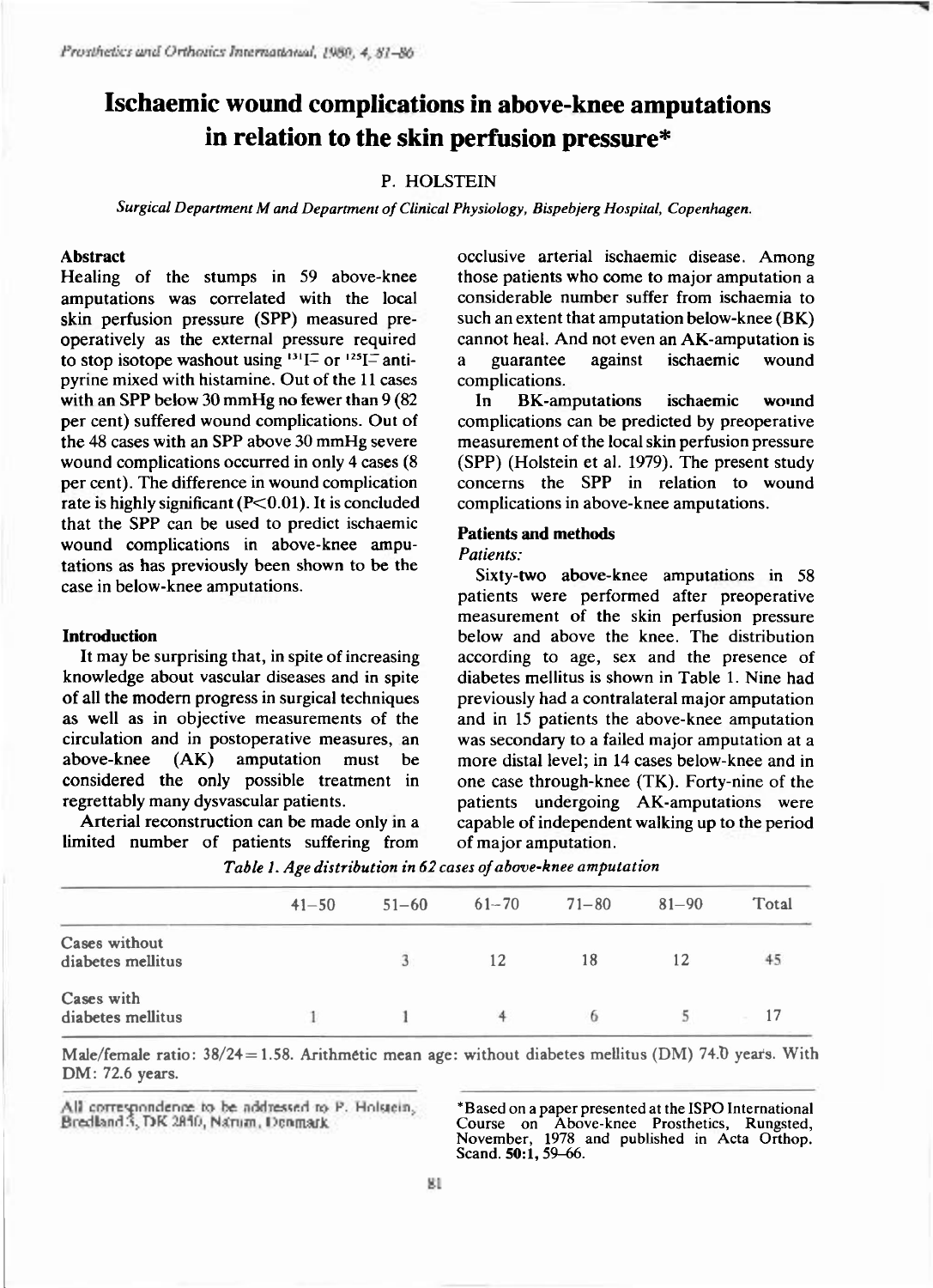# Ischaemic wound complications in above-knee amputations in relation to the skin perfusion pressure*

P. HOLSTEIN

*Surgical Department M and Department of Clinical Physiology, Bispebjerg Hospital, Copenhagen.*

## Abstract

Healing of the stumps in 59 above-knee amputations was correlated with the local skin perfusion pressure (SPP) measured preoperatively as the external pressure required to stop isotope washout using $^{131}I^{-}$ or $^{125}I^{-}$ antipyrine mixed with histamine. Out of the 11 cases with an SPP below 30 mmHg no fewer than 9 (82 per cent) suffered wound complications. Out of the 48 cases with an SPP above 30 mmHg severe wound complications occurred in only 4 cases (8 per cent). The difference in wound complication rate is highly significant ($P<0.01$). It is concluded that the SPP can be used to predict ischaemic wound complications in above-knee amputations as has previously been shown to be the case in below-knee amputations.

## Introduction

It may be surprising that, in spite of increasing knowledge about vascular diseases and in spite of all the modern progress in surgical techniques as well as in objective measurements of the circulation and in postoperative measures, an above-knee (AK) amputation must be considered the only possible treatment in regrettably many dysvascular patients.

Arterial reconstruction can be made only in a limited number of patients suffering from occlusive arterial ischaemic disease. Among those patients who come to major amputation a considerable number suffer from ischaemia to such an extent that amputation below-knee (BK) cannot heal. And not even an AK-amputation is a guarantee against ischaemic wound complications.

In BK-amputations ischaemic wound complications can be predicted by preoperative measurement of the local skin perfusion pressure (SPP) (Holstein et al. 1979). The present study concerns the SPP in relation to wound complications in above-knee amputations.

## Patients and methods

*Patients:*

Sixty-two above-knee amputations in 58 patients were performed after preoperative measurement of the skin perfusion pressure below and above the knee. The distribution according to age, sex and the presence of diabetes mellitus is shown in Table 1. Nine had previously had a contralateral major amputation and in 15 patients the above-knee amputation was secondary to a failed major amputation at a more distal level; in 14 cases below-knee and in one case through-knee (TK). Forty-nine of the patients undergoing AK-amputations were capable of independent walking up to the period of major amputation.

*Table 1. Age distribution in 62 cases of above-knee amputation*

| | 41–50 | 51–60 | 61–70 | 71–80 | 81–90 | Total |
|---|---|---|---|---|---|---|
| Cases without diabetes mellitus | | 3 | 12 | 18 | 12 | 45 |
| Cases with diabetes mellitus | 1 | 1 | 4 | 6 | 5 | 17 |

Male/female ratio: 38/24 = 1.58. Arithmetic mean age: without diabetes mellitus (DM) 74.0 years. With DM: 72.6 years.

All correspondence to be addressed to P. Holstein, Bredland 3, DK 2850, Nærum, Denmark.

*Based on a paper presented at the ISPO International Course on Above-knee Prosthetics, Rungsted, November, 1978 and published in Acta Orthop. Scand. **50**:1, 59–66.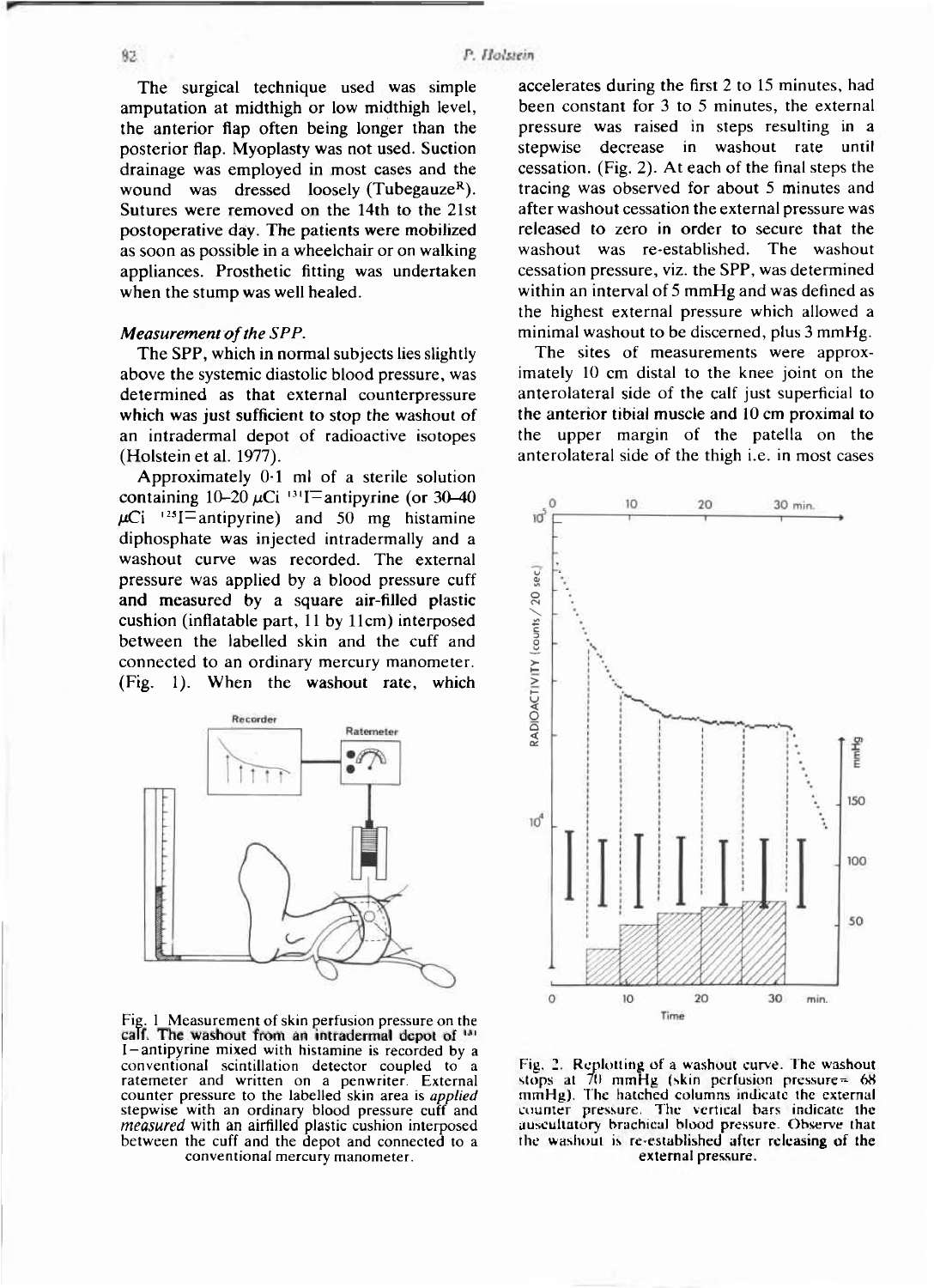The surgical technique used was simple amputation at midthigh or low midthigh level, the anterior flap often being longer than the posterior flap. Myoplasty was not used. Suction drainage was employed in most cases and the wound was dressed loosely (Tubegauze[R]). Sutures were removed on the 14th to the 21st postoperative day. The patients were mobilized as soon as possible in a wheelchair or on walking appliances. Prosthetic fitting was undertaken when the stump was well healed.

### *Measurement of the SPP.*

The SPP, which in normal subjects lies slightly above the systemic diastolic blood pressure, was determined as that external counterpressure which was just sufficient to stop the washout of an intradermal depot of radioactive isotopes (Holstein et al. 1977).

Approximately 0·1 ml of a sterile solution containing 10–20 $\mu$Ci $^{131}$I=antipyrine (or 30–40 $\mu$Ci $^{125}$I=antipyrine) and 50 mg histamine diphosphate was injected intradermally and a washout curve was recorded. The external pressure was applied by a blood pressure cuff and measured by a square air-filled plastic cushion (inflatable part, 11 by 11cm) interposed between the labelled skin and the cuff and connected to an ordinary mercury manometer. (Fig. 1). When the washout rate, which accelerates during the first 2 to 15 minutes, had been constant for 3 to 5 minutes, the external pressure was raised in steps resulting in a stepwise decrease in washout rate until cessation. (Fig. 2). At each of the final steps the tracing was observed for about 5 minutes and after washout cessation the external pressure was released to zero in order to secure that the washout was re-established. The washout cessation pressure, viz. the SPP, was determined within an interval of 5 mmHg and was defined as the highest external pressure which allowed a minimal washout to be discerned, plus 3 mmHg.

The sites of measurements were approximately 10 cm distal to the knee joint on the anterolateral side of the calf just superficial to the anterior tibial muscle and 10 cm proximal to the upper margin of the patella on the anterolateral side of the thigh i.e. in most cases

Fig. 1 Measurement of skin perfusion pressure on the calf. The washout from an intradermal depot of $^{131}$I–antipyrine mixed with histamine is recorded by a conventional scintillation detector coupled to a ratemeter and written on a penwriter. External counter pressure to the labelled skin area is *applied* stepwise with an ordinary blood pressure cuff and *measured* with an airfilled plastic cushion interposed between the cuff and the depot and connected to a conventional mercury manometer.

Fig. 2. Replotting of a washout curve. The washout stops at 70 mmHg (skin perfusion pressure = 68 mmHg). The hatched columns indicate the external counter pressure. The vertical bars indicate the auscultatory brachical blood pressure. Observe that the washout is re-established after releasing of the external pressure.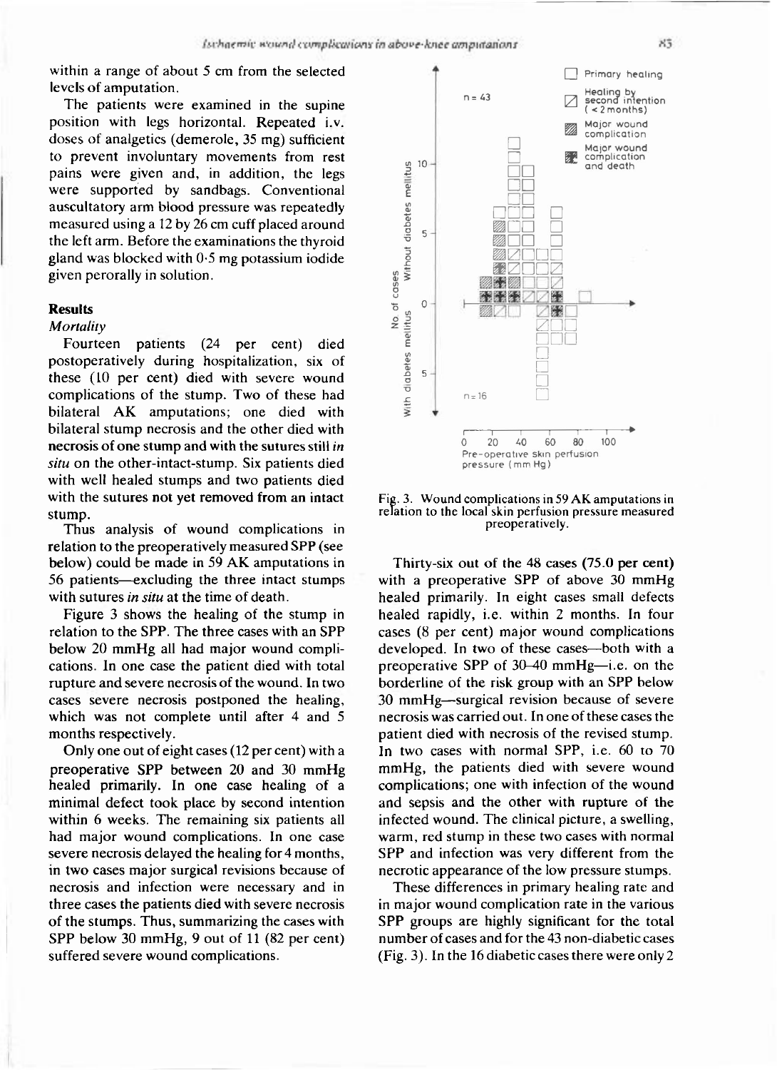within a range of about 5 cm from the selected levels of amputation.

The patients were examined in the supine position with legs horizontal. Repeated i.v. doses of analgetics (demerole, 35 mg) sufficient to prevent involuntary movements from rest pains were given and, in addition, the legs were supported by sandbags. Conventional auscultatory arm blood pressure was repeatedly measured using a 12 by 26 cm cuff placed around the left arm. Before the examinations the thyroid gland was blocked with 0·5 mg potassium iodide given perorally in solution.

## Results

### *Mortality*

Fourteen patients (24 per cent) died postoperatively during hospitalization, six of these (10 per cent) died with severe wound complications of the stump. Two of these had bilateral AK amputations; one died with bilateral stump necrosis and the other died with necrosis of one stump and with the sutures still *in situ* on the other-intact-stump. Six patients died with well healed stumps and two patients died with the sutures not yet removed from an intact stump.

Thus analysis of wound complications in relation to the preoperatively measured SPP (see below) could be made in 59 AK amputations in 56 patients—excluding the three intact stumps with sutures *in situ* at the time of death.

Figure 3 shows the healing of the stump in relation to the SPP. The three cases with an SPP below 20 mmHg all had major wound complications. In one case the patient died with total rupture and severe necrosis of the wound. In two cases severe necrosis postponed the healing, which was not complete until after 4 and 5 months respectively.

Only one out of eight cases (12 per cent) with a preoperative SPP between 20 and 30 mmHg healed primarily. In one case healing of a minimal defect took place by second intention within 6 weeks. The remaining six patients all had major wound complications. In one case severe necrosis delayed the healing for 4 months, in two cases major surgical revisions because of necrosis and infection were necessary and in three cases the patients died with severe necrosis of the stumps. Thus, summarizing the cases with SPP below 30 mmHg, 9 out of 11 (82 per cent) suffered severe wound complications.

Fig. 3. Wound complications in 59 AK amputations in relation to the local skin perfusion pressure measured preoperatively.

Thirty-six out of the 48 cases (75.0 per cent) with a preoperative SPP of above 30 mmHg healed primarily. In eight cases small defects healed rapidly, i.e. within 2 months. In four cases (8 per cent) major wound complications developed. In two of these cases—both with a preoperative SPP of 30–40 mmHg—i.e. on the borderline of the risk group with an SPP below 30 mmHg—surgical revision because of severe necrosis was carried out. In one of these cases the patient died with necrosis of the revised stump. In two cases with normal SPP, i.e. 60 to 70 mmHg, the patients died with severe wound complications; one with infection of the wound and sepsis and the other with rupture of the infected wound. The clinical picture, a swelling, warm, red stump in these two cases with normal SPP and infection was very different from the necrotic appearance of the low pressure stumps.

These differences in primary healing rate and in major wound complication rate in the various SPP groups are highly significant for the total number of cases and for the 43 non-diabetic cases (Fig. 3). In the 16 diabetic cases there were only 2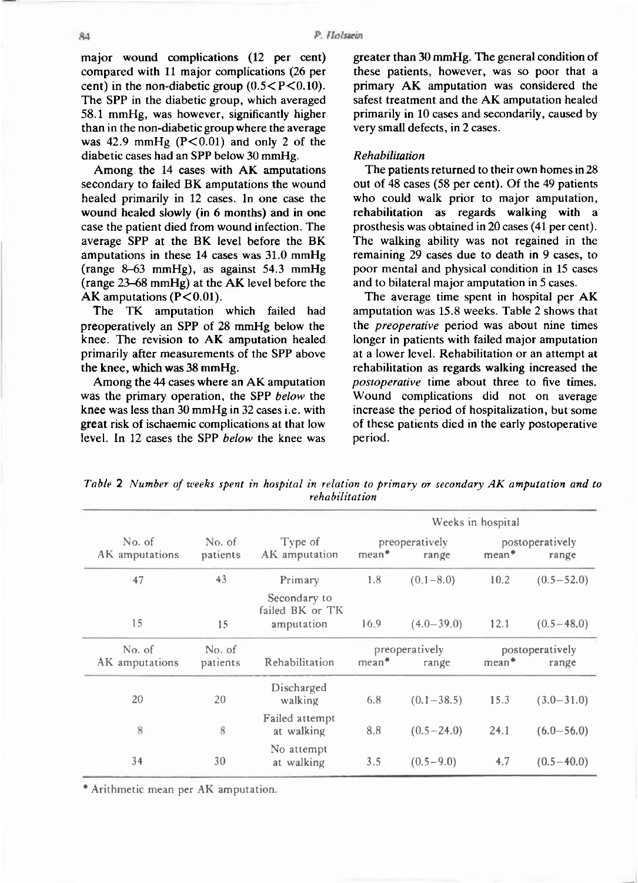major wound complications (12 per cent) compared with 11 major complications (26 per cent) in the non-diabetic group ($0.5 < P < 0.10$). The SPP in the diabetic group, which averaged 58.1 mmHg, was however, significantly higher than in the non-diabetic group where the average was 42.9 mmHg ($P < 0.01$) and only 2 of the diabetic cases had an SPP below 30 mmHg.

Among the 14 cases with AK amputations secondary to failed BK amputations the wound healed primarily in 12 cases. In one case the wound healed slowly (in 6 months) and in one case the patient died from wound infection. The average SPP at the BK level before the BK amputations in these 14 cases was 31.0 mmHg (range 8–63 mmHg), as against 54.3 mmHg (range 23–68 mmHg) at the AK level before the AK amputations ($P < 0.01$).

The TK amputation which failed had preoperatively an SPP of 28 mmHg below the knee. The revision to AK amputation healed primarily after measurements of the SPP above the knee, which was 38 mmHg.

Among the 44 cases where an AK amputation was the primary operation, the SPP *below* the knee was less than 30 mmHg in 32 cases i.e. with great risk of ischaemic complications at that low level. In 12 cases the SPP *below* the knee was greater than 30 mmHg. The general condition of these patients, however, was so poor that a primary AK amputation was considered the safest treatment and the AK amputation healed primarily in 10 cases and secondarily, caused by very small defects, in 2 cases.

### *Rehabilitation*

The patients returned to their own homes in 28 out of 48 cases (58 per cent). Of the 49 patients who could walk prior to major amputation, rehabilitation as regards walking with a prosthesis was obtained in 20 cases (41 per cent). The walking ability was not regained in the remaining 29 cases due to death in 9 cases, to poor mental and physical condition in 15 cases and to bilateral major amputation in 5 cases.

The average time spent in hospital per AK amputation was 15.8 weeks. Table 2 shows that the *preoperative* period was about nine times longer in patients with failed major amputation at a lower level. Rehabilitation or an attempt at rehabilitation as regards walking increased the *postoperative* time about three to five times. Wound complications did not on average increase the period of hospitalization, but some of these patients died in the early postoperative period.

*Table 2 Number of weeks spent in hospital in relation to primary or secondary AK amputation and to rehabilitation*

| | | | Weeks in hospital | | | |
|---|---|---|---|---|---|---|
| | | | preoperatively | | postoperatively | |
| No. of AK amputations | No. of patients | Type of AK amputation | mean* | range | mean* | range |
| 47 | 43 | Primary | 1.8 | (0.1–8.0) | 10.2 | (0.5–52.0) |
| 15 | 15 | Secondary to failed BK or TK amputation | 16.9 | (4.0–39.0) | 12.1 | (0.5–48.0) |
| | | | preoperatively | | postoperatively | |
| No. of AK amputations | No. of patients | Rehabilitation | mean* | range | mean* | range |
| 20 | 20 | Discharged walking | 6.8 | (0.1–38.5) | 15.3 | (3.0–31.0) |
| 8 | 8 | Failed attempt at walking | 8.8 | (0.5–24.0) | 24.1 | (6.0–56.0) |
| 34 | 30 | No attempt at walking | 3.5 | (0.5–9.0) | 4.7 | (0.5–40.0) |

\* Arithmetic mean per AK amputation.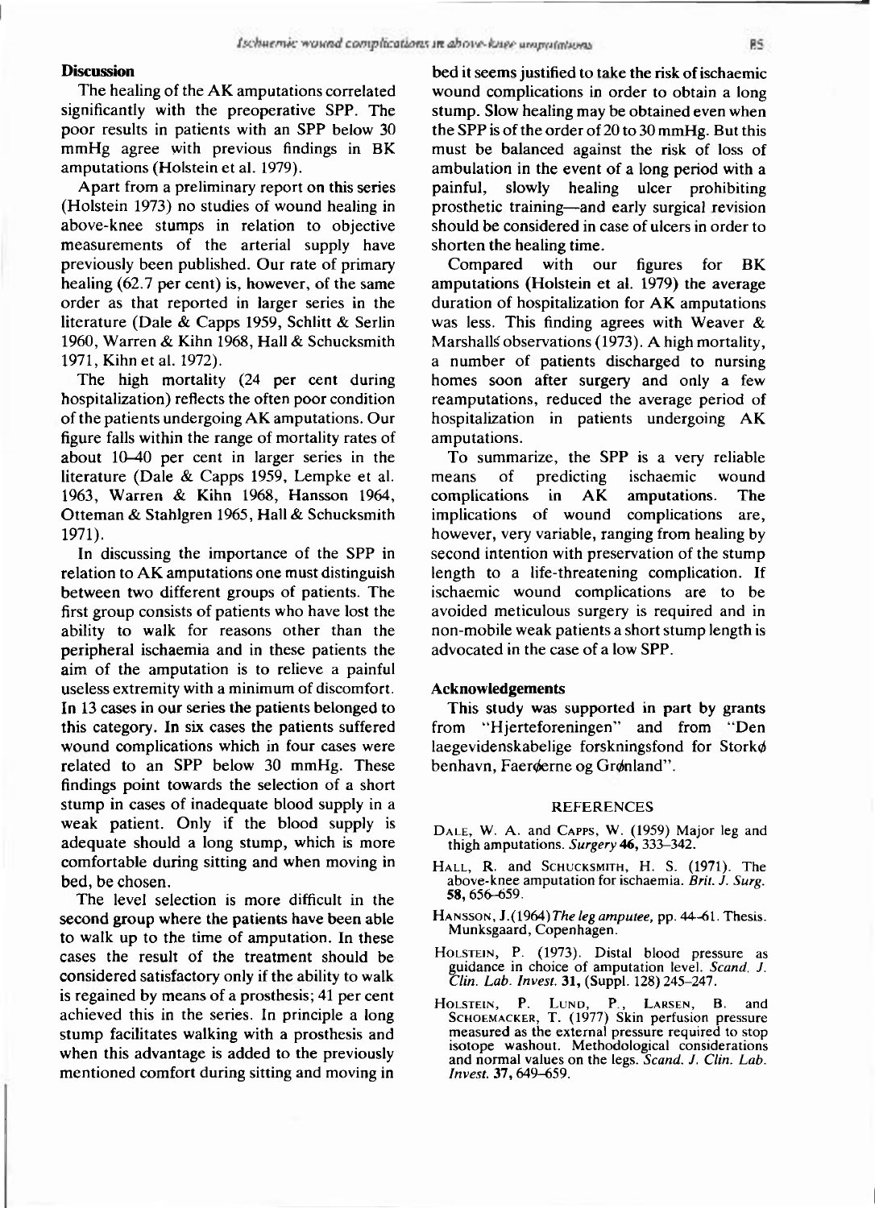## Discussion

The healing of the AK amputations correlated significantly with the preoperative SPP. The poor results in patients with an SPP below 30 mmHg agree with previous findings in BK amputations (Holstein et al. 1979).

Apart from a preliminary report on this series (Holstein 1973) no studies of wound healing in above-knee stumps in relation to objective measurements of the arterial supply have previously been published. Our rate of primary healing (62.7 per cent) is, however, of the same order as that reported in larger series in the literature (Dale & Capps 1959, Schlitt & Serlin 1960, Warren & Kihn 1968, Hall & Schucksmith 1971, Kihn et al. 1972).

The high mortality (24 per cent during hospitalization) reflects the often poor condition of the patients undergoing AK amputations. Our figure falls within the range of mortality rates of about 10–40 per cent in larger series in the literature (Dale & Capps 1959, Lempke et al. 1963, Warren & Kihn 1968, Hansson 1964, Otteman & Stahlgren 1965, Hall & Schucksmith 1971).

In discussing the importance of the SPP in relation to AK amputations one must distinguish between two different groups of patients. The first group consists of patients who have lost the ability to walk for reasons other than the peripheral ischaemia and in these patients the aim of the amputation is to relieve a painful useless extremity with a minimum of discomfort. In 13 cases in our series the patients belonged to this category. In six cases the patients suffered wound complications which in four cases were related to an SPP below 30 mmHg. These findings point towards the selection of a short stump in cases of inadequate blood supply in a weak patient. Only if the blood supply is adequate should a long stump, which is more comfortable during sitting and when moving in bed, be chosen.

The level selection is more difficult in the second group where the patients have been able to walk up to the time of amputation. In these cases the result of the treatment should be considered satisfactory only if the ability to walk is regained by means of a prosthesis; 41 per cent achieved this in the series. In principle a long stump facilitates walking with a prosthesis and when this advantage is added to the previously mentioned comfort during sitting and moving in bed it seems justified to take the risk of ischaemic wound complications in order to obtain a long stump. Slow healing may be obtained even when the SPP is of the order of 20 to 30 mmHg. But this must be balanced against the risk of loss of ambulation in the event of a long period with a painful, slowly healing ulcer prohibiting prosthetic training—and early surgical revision should be considered in case of ulcers in order to shorten the healing time.

Compared with our figures for BK amputations (Holstein et al. 1979) the average duration of hospitalization for AK amputations was less. This finding agrees with Weaver & Marshalls' observations (1973). A high mortality, a number of patients discharged to nursing homes soon after surgery and only a few reamputations, reduced the average period of hospitalization in patients undergoing AK amputations.

To summarize, the SPP is a very reliable means of predicting ischaemic wound complications in AK amputations. The implications of wound complications are, however, very variable, ranging from healing by second intention with preservation of the stump length to a life-threatening complication. If ischaemic wound complications are to be avoided meticulous surgery is required and in non-mobile weak patients a short stump length is advocated in the case of a low SPP.

## Acknowledgements

This study was supported in part by grants from "Hjerteforeningen" and from "Den laegevidenskabelige forskningsfond for Storkøbenhavn, Faerøerne og Grønland".

## REFERENCES

Dale, W. A. and Capps, W. (1959) Major leg and thigh amputations. *Surgery* **46,** 333–342.

Hall, R. and Schucksmith, H. S. (1971). The above-knee amputation for ischaemia. *Brit. J. Surg.* **58,** 656–659.

Hansson, J. (1964) *The leg amputee,* pp. 44–61. Thesis. Munksgaard, Copenhagen.

Holstein, P. (1973). Distal blood pressure as guidance in choice of amputation level. *Scand. J. Clin. Lab. Invest.* **31,** (Suppl. 128) 245–247.

Holstein, P. Lund, P., Larsen, B. and Schoemacker, T. (1977) Skin perfusion pressure measured as the external pressure required to stop isotope washout. Methodological considerations and normal values on the legs. *Scand. J. Clin. Lab. Invest.* **37,** 649–659.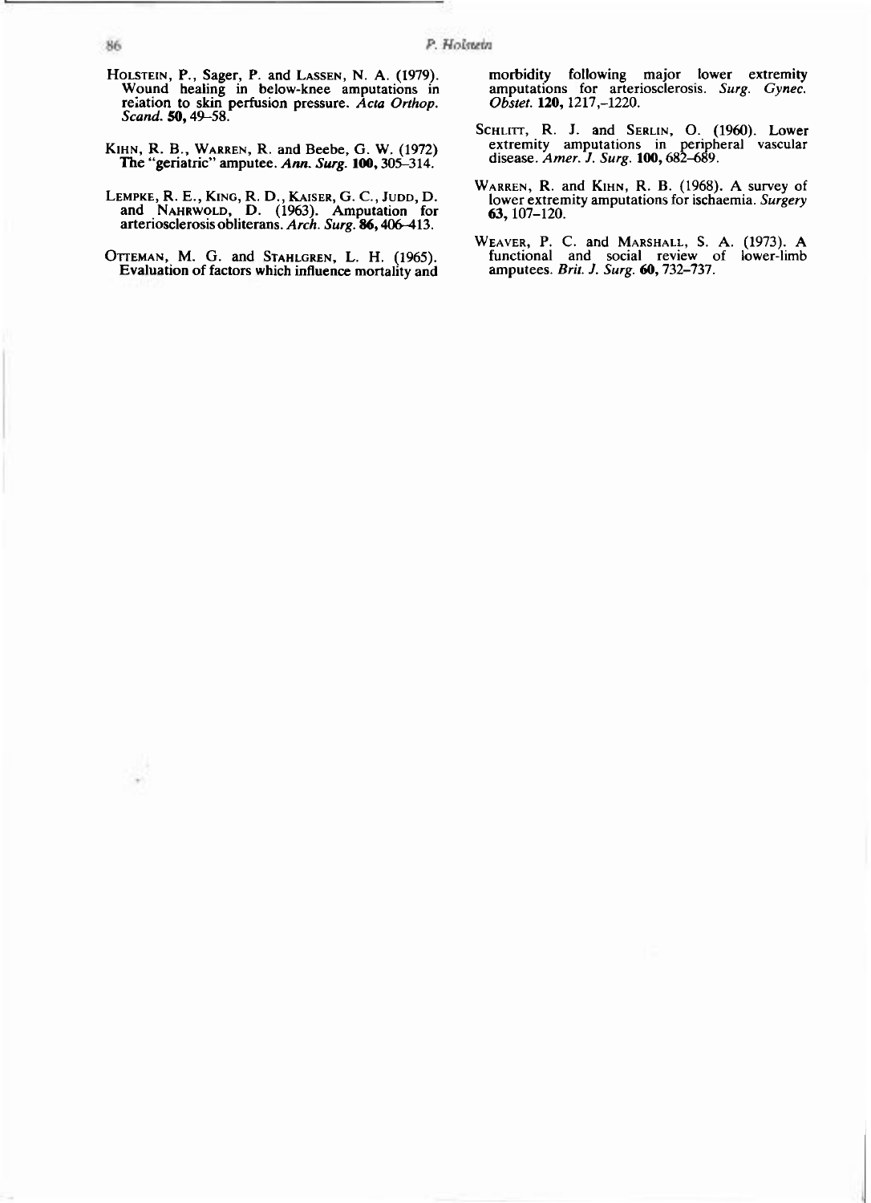HOLSTEIN, P., Sager, P. and LASSEN, N. A. (1979). Wound healing in below-knee amputations in relation to skin perfusion pressure. *Acta Orthop. Scand.* **50**, 49–58.

KIHN, R. B., WARREN, R. and Beebe, G. W. (1972) The "geriatric" amputee. *Ann. Surg.* **100**, 305–314.

LEMPKE, R. E., KING, R. D., KAISER, G. C., JUDD, D. and NAHRWOLD, D. (1963). Amputation for arteriosclerosis obliterans. *Arch. Surg.* **86**, 406–413.

OTTEMAN, M. G. and STAHLGREN, L. H. (1965). Evaluation of factors which influence mortality and morbidity following major lower extremity amputations for arteriosclerosis. *Surg. Gynec. Obstet.* **120**, 1217,–1220.

SCHLITT, R. J. and SERLIN, O. (1960). Lower extremity amputations in peripheral vascular disease. *Amer. J. Surg.* **100**, 682–689.

WARREN, R. and KIHN, R. B. (1968). A survey of lower extremity amputations for ischaemia. *Surgery* **63**, 107–120.

WEAVER, P. C. and MARSHALL, S. A. (1973). A functional and social review of lower-limb amputees. *Brit. J. Surg.* **60**, 732–737.